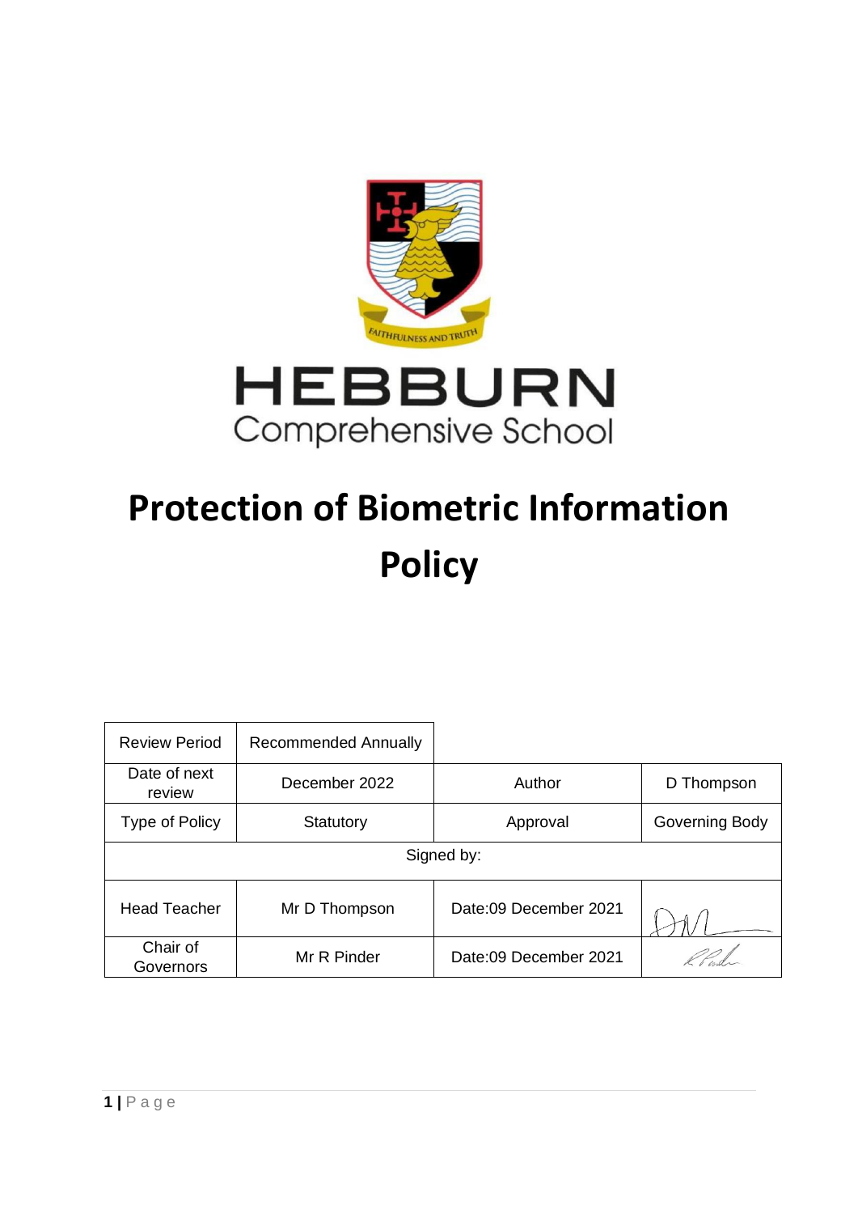HEBBURN
Comprehensive School

FAITHFULNESS AND TRUTH

# Protection of Biometric Information Policy

| Review Period | Recommended Annually | | |
|---|---|---|---|
| Date of next review | December 2022 | Author | D Thompson |
| Type of Policy | Statutory | Approval | Governing Body |
| Signed by: | | | |
| Head Teacher | Mr D Thompson | Date:09 December 2021 | |
| Chair of Governors | Mr R Pinder | Date:09 December 2021 | |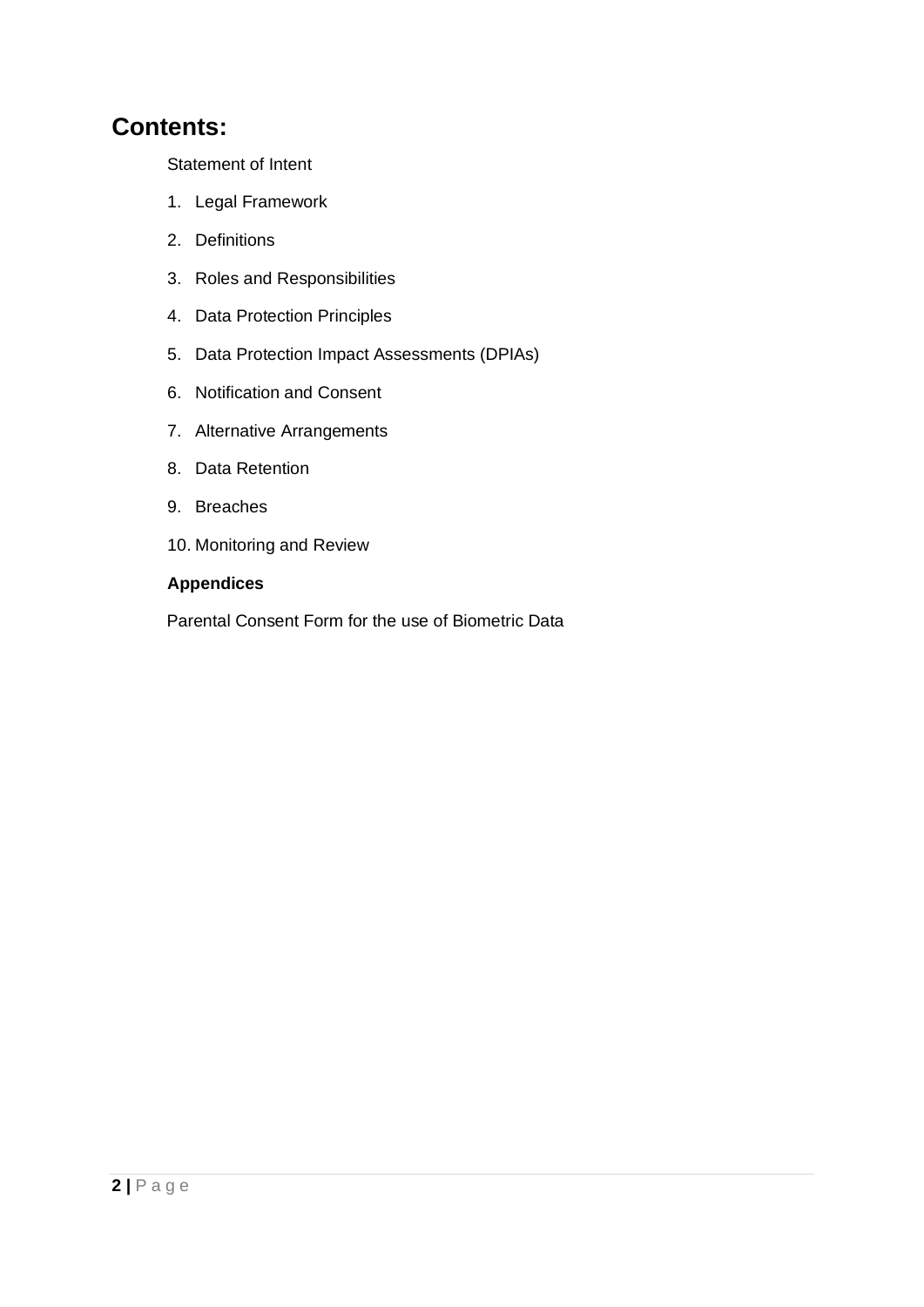# Contents:

Statement of Intent

1. Legal Framework
2. Definitions
3. Roles and Responsibilities
4. Data Protection Principles
5. Data Protection Impact Assessments (DPIAs)
6. Notification and Consent
7. Alternative Arrangements
8. Data Retention
9. Breaches
10. Monitoring and Review

**Appendices**

Parental Consent Form for the use of Biometric Data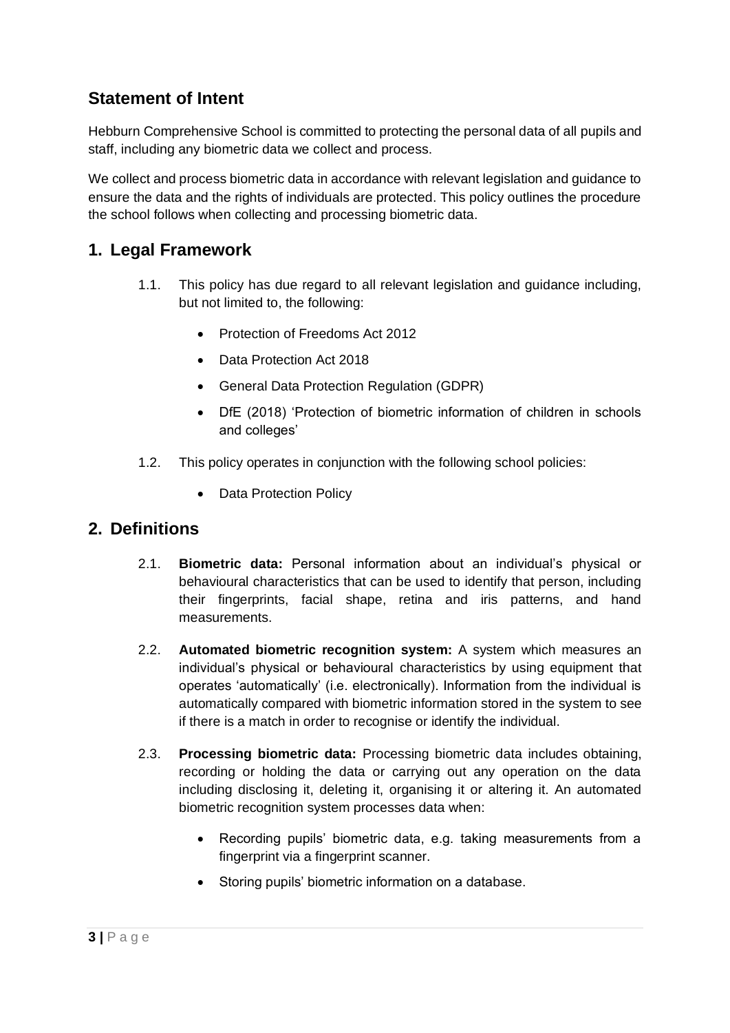## Statement of Intent

Hebburn Comprehensive School is committed to protecting the personal data of all pupils and staff, including any biometric data we collect and process.

We collect and process biometric data in accordance with relevant legislation and guidance to ensure the data and the rights of individuals are protected. This policy outlines the procedure the school follows when collecting and processing biometric data.

## 1. Legal Framework

1.1. This policy has due regard to all relevant legislation and guidance including, but not limited to, the following:

- Protection of Freedoms Act 2012
- Data Protection Act 2018
- General Data Protection Regulation (GDPR)
- DfE (2018) 'Protection of biometric information of children in schools and colleges'

1.2. This policy operates in conjunction with the following school policies:

- Data Protection Policy

## 2. Definitions

2.1. **Biometric data:** Personal information about an individual's physical or behavioural characteristics that can be used to identify that person, including their fingerprints, facial shape, retina and iris patterns, and hand measurements.

2.2. **Automated biometric recognition system:** A system which measures an individual's physical or behavioural characteristics by using equipment that operates 'automatically' (i.e. electronically). Information from the individual is automatically compared with biometric information stored in the system to see if there is a match in order to recognise or identify the individual.

2.3. **Processing biometric data:** Processing biometric data includes obtaining, recording or holding the data or carrying out any operation on the data including disclosing it, deleting it, organising it or altering it. An automated biometric recognition system processes data when:

- Recording pupils' biometric data, e.g. taking measurements from a fingerprint via a fingerprint scanner.
- Storing pupils' biometric information on a database.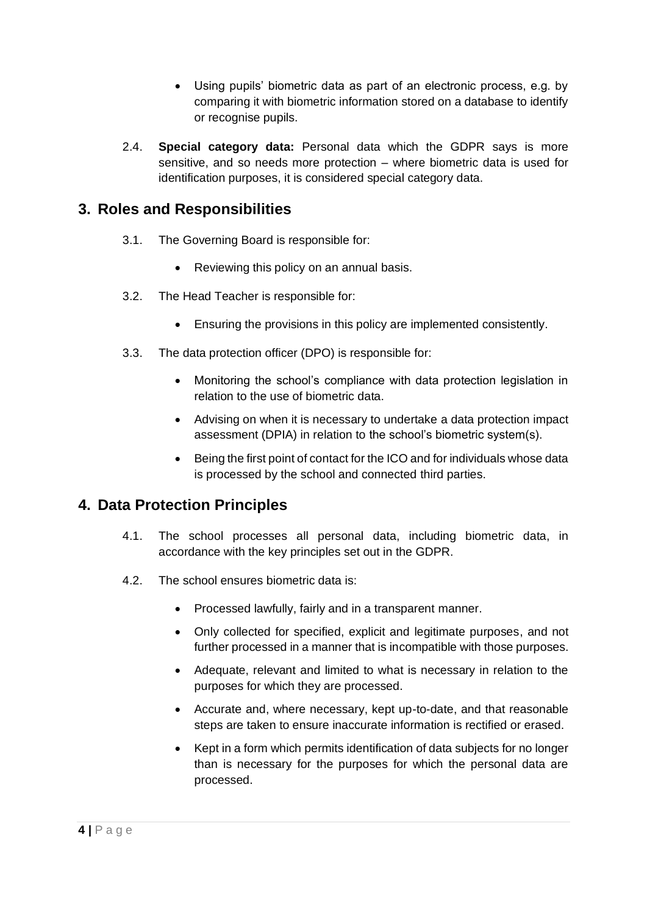- Using pupils' biometric data as part of an electronic process, e.g. by comparing it with biometric information stored on a database to identify or recognise pupils.

2.4. **Special category data:** Personal data which the GDPR says is more sensitive, and so needs more protection – where biometric data is used for identification purposes, it is considered special category data.

## 3. Roles and Responsibilities

3.1. The Governing Board is responsible for:

- Reviewing this policy on an annual basis.

3.2. The Head Teacher is responsible for:

- Ensuring the provisions in this policy are implemented consistently.

3.3. The data protection officer (DPO) is responsible for:

- Monitoring the school's compliance with data protection legislation in relation to the use of biometric data.
- Advising on when it is necessary to undertake a data protection impact assessment (DPIA) in relation to the school's biometric system(s).
- Being the first point of contact for the ICO and for individuals whose data is processed by the school and connected third parties.

## 4. Data Protection Principles

4.1. The school processes all personal data, including biometric data, in accordance with the key principles set out in the GDPR.

4.2. The school ensures biometric data is:

- Processed lawfully, fairly and in a transparent manner.
- Only collected for specified, explicit and legitimate purposes, and not further processed in a manner that is incompatible with those purposes.
- Adequate, relevant and limited to what is necessary in relation to the purposes for which they are processed.
- Accurate and, where necessary, kept up-to-date, and that reasonable steps are taken to ensure inaccurate information is rectified or erased.
- Kept in a form which permits identification of data subjects for no longer than is necessary for the purposes for which the personal data are processed.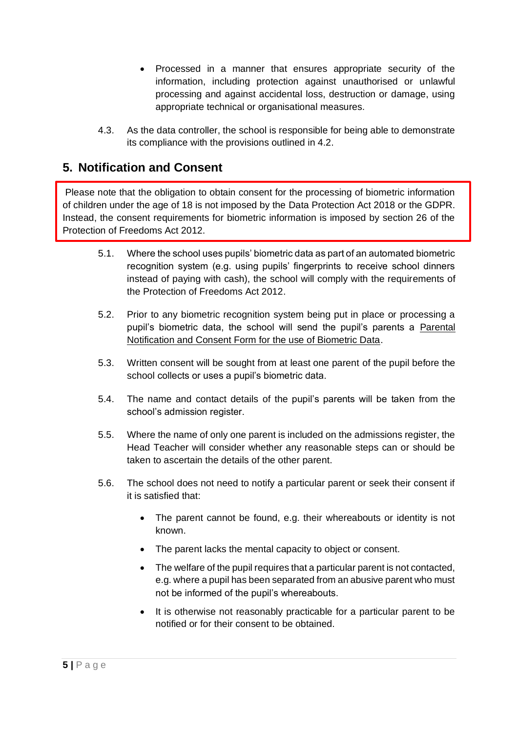- Processed in a manner that ensures appropriate security of the information, including protection against unauthorised or unlawful processing and against accidental loss, destruction or damage, using appropriate technical or organisational measures.

4.3. As the data controller, the school is responsible for being able to demonstrate its compliance with the provisions outlined in 4.2.

## 5. Notification and Consent

Please note that the obligation to obtain consent for the processing of biometric information of children under the age of 18 is not imposed by the Data Protection Act 2018 or the GDPR. Instead, the consent requirements for biometric information is imposed by section 26 of the Protection of Freedoms Act 2012.

5.1. Where the school uses pupils' biometric data as part of an automated biometric recognition system (e.g. using pupils' fingerprints to receive school dinners instead of paying with cash), the school will comply with the requirements of the Protection of Freedoms Act 2012.

5.2. Prior to any biometric recognition system being put in place or processing a pupil's biometric data, the school will send the pupil's parents a Parental Notification and Consent Form for the use of Biometric Data.

5.3. Written consent will be sought from at least one parent of the pupil before the school collects or uses a pupil's biometric data.

5.4. The name and contact details of the pupil's parents will be taken from the school's admission register.

5.5. Where the name of only one parent is included on the admissions register, the Head Teacher will consider whether any reasonable steps can or should be taken to ascertain the details of the other parent.

5.6. The school does not need to notify a particular parent or seek their consent if it is satisfied that:

- The parent cannot be found, e.g. their whereabouts or identity is not known.
- The parent lacks the mental capacity to object or consent.
- The welfare of the pupil requires that a particular parent is not contacted, e.g. where a pupil has been separated from an abusive parent who must not be informed of the pupil's whereabouts.
- It is otherwise not reasonably practicable for a particular parent to be notified or for their consent to be obtained.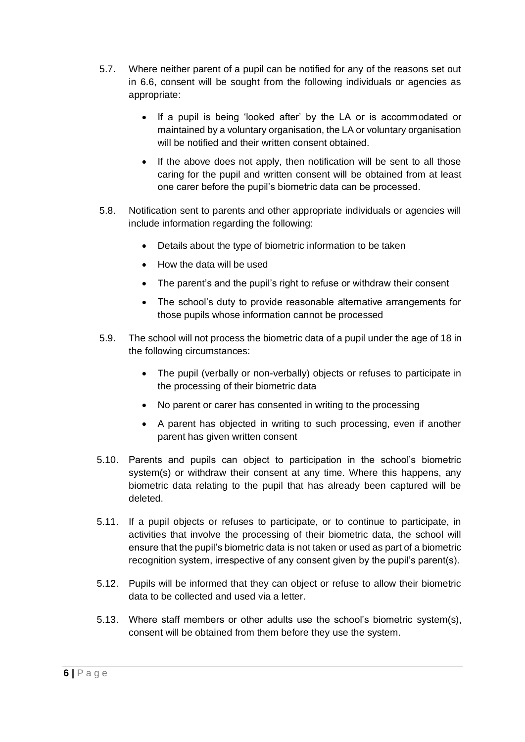5.7. Where neither parent of a pupil can be notified for any of the reasons set out in 6.6, consent will be sought from the following individuals or agencies as appropriate:

- If a pupil is being 'looked after' by the LA or is accommodated or maintained by a voluntary organisation, the LA or voluntary organisation will be notified and their written consent obtained.
- If the above does not apply, then notification will be sent to all those caring for the pupil and written consent will be obtained from at least one carer before the pupil's biometric data can be processed.

5.8. Notification sent to parents and other appropriate individuals or agencies will include information regarding the following:

- Details about the type of biometric information to be taken
- How the data will be used
- The parent's and the pupil's right to refuse or withdraw their consent
- The school's duty to provide reasonable alternative arrangements for those pupils whose information cannot be processed

5.9. The school will not process the biometric data of a pupil under the age of 18 in the following circumstances:

- The pupil (verbally or non-verbally) objects or refuses to participate in the processing of their biometric data
- No parent or carer has consented in writing to the processing
- A parent has objected in writing to such processing, even if another parent has given written consent

5.10. Parents and pupils can object to participation in the school's biometric system(s) or withdraw their consent at any time. Where this happens, any biometric data relating to the pupil that has already been captured will be deleted.

5.11. If a pupil objects or refuses to participate, or to continue to participate, in activities that involve the processing of their biometric data, the school will ensure that the pupil's biometric data is not taken or used as part of a biometric recognition system, irrespective of any consent given by the pupil's parent(s).

5.12. Pupils will be informed that they can object or refuse to allow their biometric data to be collected and used via a letter.

5.13. Where staff members or other adults use the school's biometric system(s), consent will be obtained from them before they use the system.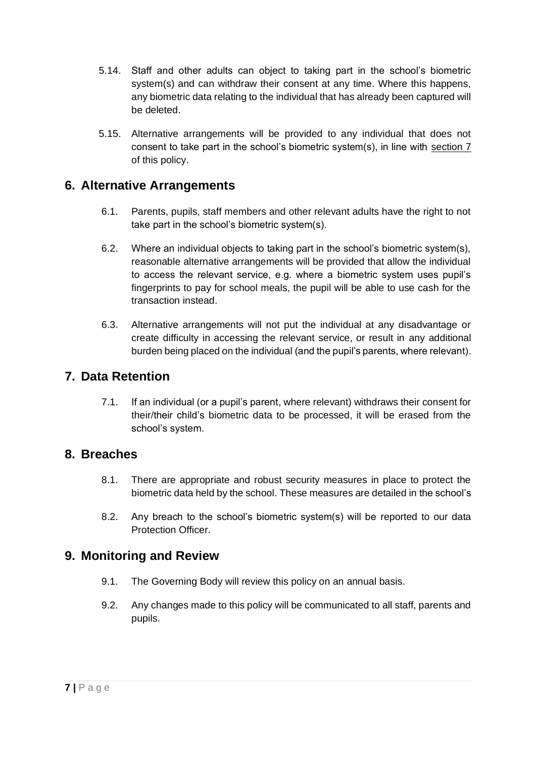5.14. Staff and other adults can object to taking part in the school's biometric system(s) and can withdraw their consent at any time. Where this happens, any biometric data relating to the individual that has already been captured will be deleted.

5.15. Alternative arrangements will be provided to any individual that does not consent to take part in the school's biometric system(s), in line with section 7 of this policy.

## 6. Alternative Arrangements

6.1. Parents, pupils, staff members and other relevant adults have the right to not take part in the school's biometric system(s).

6.2. Where an individual objects to taking part in the school's biometric system(s), reasonable alternative arrangements will be provided that allow the individual to access the relevant service, e.g. where a biometric system uses pupil's fingerprints to pay for school meals, the pupil will be able to use cash for the transaction instead.

6.3. Alternative arrangements will not put the individual at any disadvantage or create difficulty in accessing the relevant service, or result in any additional burden being placed on the individual (and the pupil's parents, where relevant).

## 7. Data Retention

7.1. If an individual (or a pupil's parent, where relevant) withdraws their consent for their/their child's biometric data to be processed, it will be erased from the school's system.

## 8. Breaches

8.1. There are appropriate and robust security measures in place to protect the biometric data held by the school. These measures are detailed in the school's

8.2. Any breach to the school's biometric system(s) will be reported to our data Protection Officer.

## 9. Monitoring and Review

9.1. The Governing Body will review this policy on an annual basis.

9.2. Any changes made to this policy will be communicated to all staff, parents and pupils.